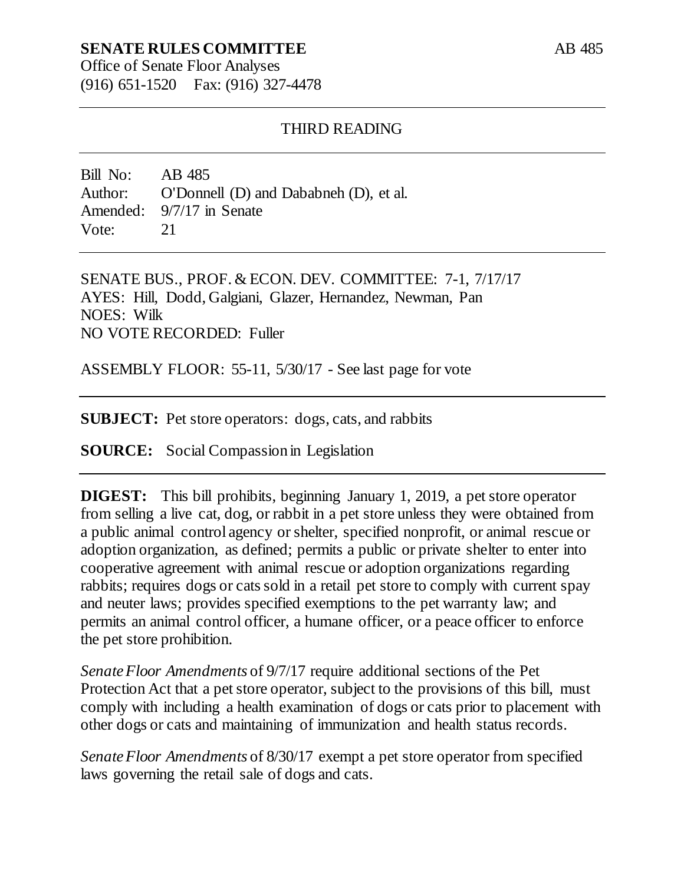**SENATE RULES COMMITTEE** AB 485

Office of Senate Floor Analyses
(916) 651-1520 Fax: (916) 327-4478

---

THIRD READING

---

Bill No: AB 485
Author: O'Donnell (D) and Dababneh (D), et al.
Amended: 9/7/17 in Senate
Vote: 21

---

SENATE BUS., PROF. & ECON. DEV. COMMITTEE: 7-1, 7/17/17
AYES: Hill, Dodd, Galgiani, Glazer, Hernandez, Newman, Pan
NOES: Wilk
NO VOTE RECORDED: Fuller

ASSEMBLY FLOOR: 55-11, 5/30/17 - See last page for vote

---

**SUBJECT:** Pet store operators: dogs, cats, and rabbits

**SOURCE:** Social Compassion in Legislation

---

**DIGEST:** This bill prohibits, beginning January 1, 2019, a pet store operator from selling a live cat, dog, or rabbit in a pet store unless they were obtained from a public animal control agency or shelter, specified nonprofit, or animal rescue or adoption organization, as defined; permits a public or private shelter to enter into cooperative agreement with animal rescue or adoption organizations regarding rabbits; requires dogs or cats sold in a retail pet store to comply with current spay and neuter laws; provides specified exemptions to the pet warranty law; and permits an animal control officer, a humane officer, or a peace officer to enforce the pet store prohibition.

*Senate Floor Amendments* of 9/7/17 require additional sections of the Pet Protection Act that a pet store operator, subject to the provisions of this bill, must comply with including a health examination of dogs or cats prior to placement with other dogs or cats and maintaining of immunization and health status records.

*Senate Floor Amendments* of 8/30/17 exempt a pet store operator from specified laws governing the retail sale of dogs and cats.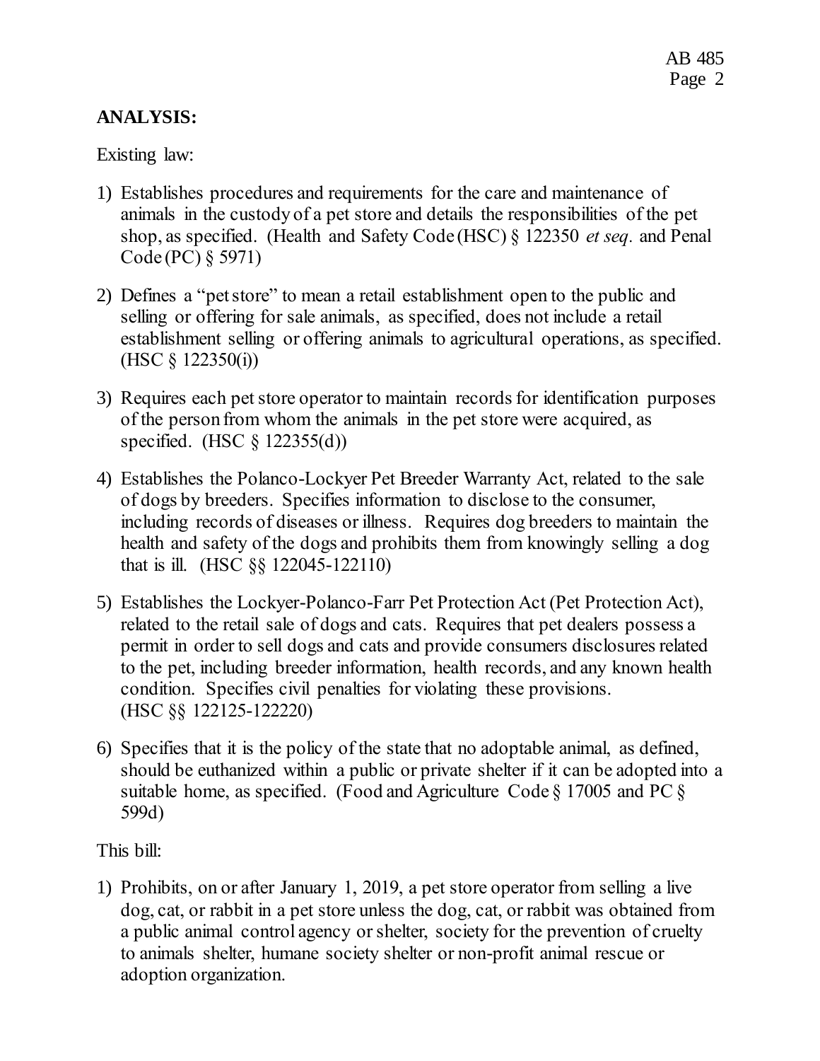**ANALYSIS:**

Existing law:

1) Establishes procedures and requirements for the care and maintenance of animals in the custody of a pet store and details the responsibilities of the pet shop, as specified. (Health and Safety Code (HSC) § 122350 *et seq.* and Penal Code (PC) § 5971)

2) Defines a "pet store" to mean a retail establishment open to the public and selling or offering for sale animals, as specified, does not include a retail establishment selling or offering animals to agricultural operations, as specified. (HSC § 122350(i))

3) Requires each pet store operator to maintain records for identification purposes of the person from whom the animals in the pet store were acquired, as specified. (HSC § 122355(d))

4) Establishes the Polanco-Lockyer Pet Breeder Warranty Act, related to the sale of dogs by breeders. Specifies information to disclose to the consumer, including records of diseases or illness. Requires dog breeders to maintain the health and safety of the dogs and prohibits them from knowingly selling a dog that is ill. (HSC §§ 122045-122110)

5) Establishes the Lockyer-Polanco-Farr Pet Protection Act (Pet Protection Act), related to the retail sale of dogs and cats. Requires that pet dealers possess a permit in order to sell dogs and cats and provide consumers disclosures related to the pet, including breeder information, health records, and any known health condition. Specifies civil penalties for violating these provisions. (HSC §§ 122125-122220)

6) Specifies that it is the policy of the state that no adoptable animal, as defined, should be euthanized within a public or private shelter if it can be adopted into a suitable home, as specified. (Food and Agriculture Code § 17005 and PC § 599d)

This bill:

1) Prohibits, on or after January 1, 2019, a pet store operator from selling a live dog, cat, or rabbit in a pet store unless the dog, cat, or rabbit was obtained from a public animal control agency or shelter, society for the prevention of cruelty to animals shelter, humane society shelter or non-profit animal rescue or adoption organization.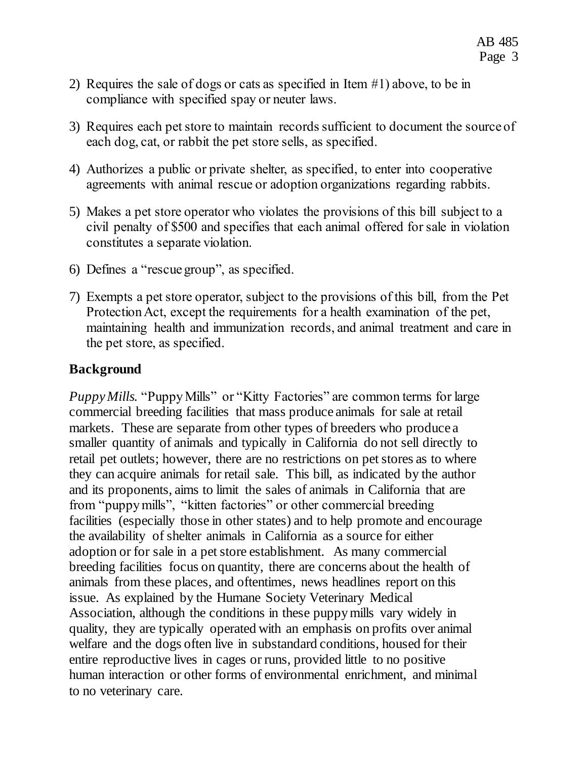2) Requires the sale of dogs or cats as specified in Item #1) above, to be in compliance with specified spay or neuter laws.

3) Requires each pet store to maintain records sufficient to document the source of each dog, cat, or rabbit the pet store sells, as specified.

4) Authorizes a public or private shelter, as specified, to enter into cooperative agreements with animal rescue or adoption organizations regarding rabbits.

5) Makes a pet store operator who violates the provisions of this bill subject to a civil penalty of $500 and specifies that each animal offered for sale in violation constitutes a separate violation.

6) Defines a "rescue group", as specified.

7) Exempts a pet store operator, subject to the provisions of this bill, from the Pet Protection Act, except the requirements for a health examination of the pet, maintaining health and immunization records, and animal treatment and care in the pet store, as specified.

## Background

*Puppy Mills.* "Puppy Mills" or "Kitty Factories" are common terms for large commercial breeding facilities that mass produce animals for sale at retail markets. These are separate from other types of breeders who produce a smaller quantity of animals and typically in California do not sell directly to retail pet outlets; however, there are no restrictions on pet stores as to where they can acquire animals for retail sale. This bill, as indicated by the author and its proponents, aims to limit the sales of animals in California that are from "puppy mills", "kitten factories" or other commercial breeding facilities (especially those in other states) and to help promote and encourage the availability of shelter animals in California as a source for either adoption or for sale in a pet store establishment. As many commercial breeding facilities focus on quantity, there are concerns about the health of animals from these places, and oftentimes, news headlines report on this issue. As explained by the Humane Society Veterinary Medical Association, although the conditions in these puppy mills vary widely in quality, they are typically operated with an emphasis on profits over animal welfare and the dogs often live in substandard conditions, housed for their entire reproductive lives in cages or runs, provided little to no positive human interaction or other forms of environmental enrichment, and minimal to no veterinary care.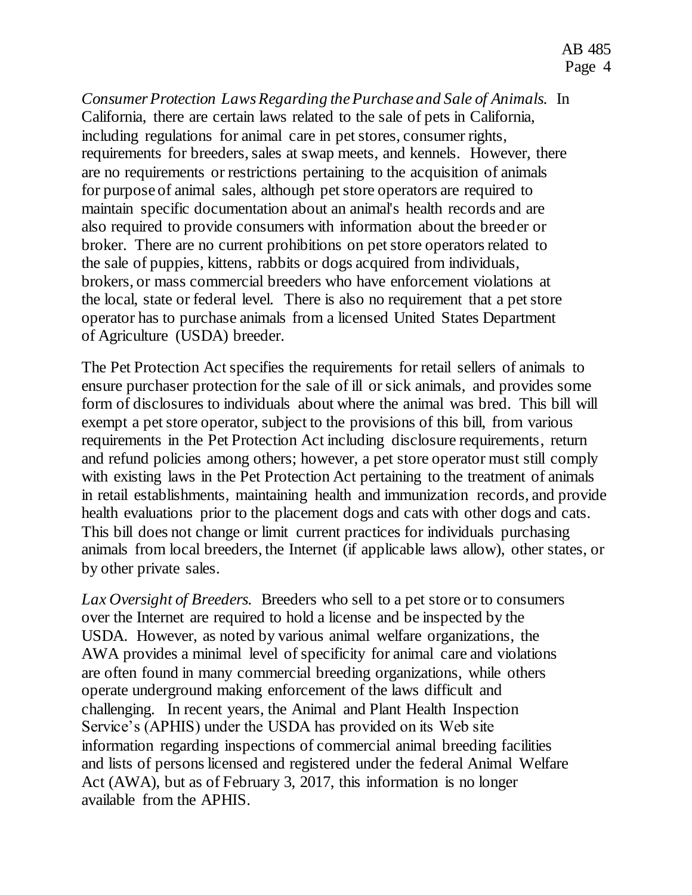*Consumer Protection Laws Regarding the Purchase and Sale of Animals.* In California, there are certain laws related to the sale of pets in California, including regulations for animal care in pet stores, consumer rights, requirements for breeders, sales at swap meets, and kennels. However, there are no requirements or restrictions pertaining to the acquisition of animals for purpose of animal sales, although pet store operators are required to maintain specific documentation about an animal's health records and are also required to provide consumers with information about the breeder or broker. There are no current prohibitions on pet store operators related to the sale of puppies, kittens, rabbits or dogs acquired from individuals, brokers, or mass commercial breeders who have enforcement violations at the local, state or federal level. There is also no requirement that a pet store operator has to purchase animals from a licensed United States Department of Agriculture (USDA) breeder.

The Pet Protection Act specifies the requirements for retail sellers of animals to ensure purchaser protection for the sale of ill or sick animals, and provides some form of disclosures to individuals about where the animal was bred. This bill will exempt a pet store operator, subject to the provisions of this bill, from various requirements in the Pet Protection Act including disclosure requirements, return and refund policies among others; however, a pet store operator must still comply with existing laws in the Pet Protection Act pertaining to the treatment of animals in retail establishments, maintaining health and immunization records, and provide health evaluations prior to the placement dogs and cats with other dogs and cats. This bill does not change or limit current practices for individuals purchasing animals from local breeders, the Internet (if applicable laws allow), other states, or by other private sales.

*Lax Oversight of Breeders.* Breeders who sell to a pet store or to consumers over the Internet are required to hold a license and be inspected by the USDA. However, as noted by various animal welfare organizations, the AWA provides a minimal level of specificity for animal care and violations are often found in many commercial breeding organizations, while others operate underground making enforcement of the laws difficult and challenging. In recent years, the Animal and Plant Health Inspection Service's (APHIS) under the USDA has provided on its Web site information regarding inspections of commercial animal breeding facilities and lists of persons licensed and registered under the federal Animal Welfare Act (AWA), but as of February 3, 2017, this information is no longer available from the APHIS.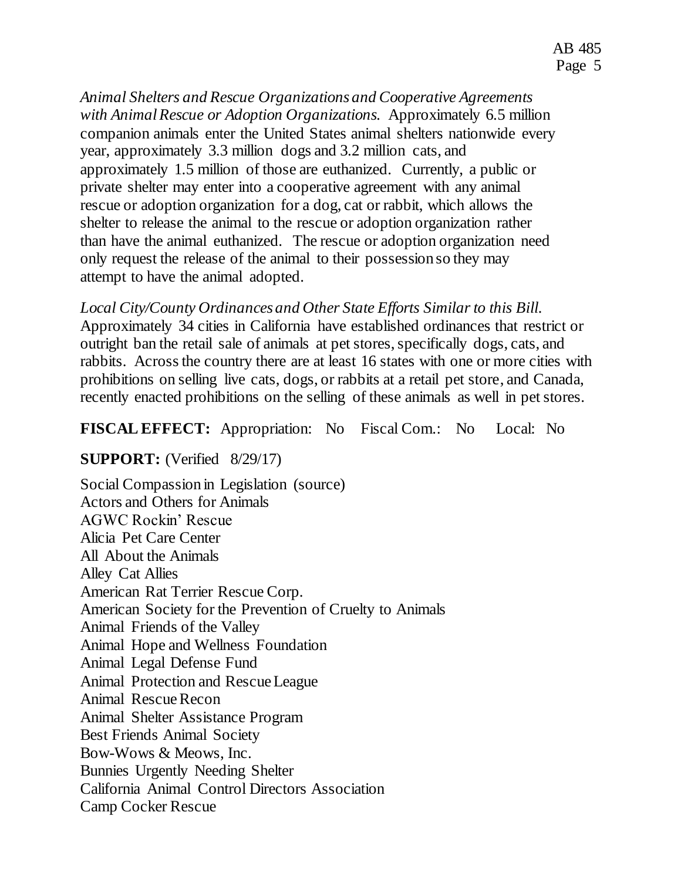*Animal Shelters and Rescue Organizations and Cooperative Agreements with Animal Rescue or Adoption Organizations.* Approximately 6.5 million companion animals enter the United States animal shelters nationwide every year, approximately 3.3 million dogs and 3.2 million cats, and approximately 1.5 million of those are euthanized. Currently, a public or private shelter may enter into a cooperative agreement with any animal rescue or adoption organization for a dog, cat or rabbit, which allows the shelter to release the animal to the rescue or adoption organization rather than have the animal euthanized. The rescue or adoption organization need only request the release of the animal to their possession so they may attempt to have the animal adopted.

*Local City/County Ordinances and Other State Efforts Similar to this Bill.* Approximately 34 cities in California have established ordinances that restrict or outright ban the retail sale of animals at pet stores, specifically dogs, cats, and rabbits. Across the country there are at least 16 states with one or more cities with prohibitions on selling live cats, dogs, or rabbits at a retail pet store, and Canada, recently enacted prohibitions on the selling of these animals as well in pet stores.

**FISCAL EFFECT:** Appropriation: No Fiscal Com.: No Local: No

**SUPPORT:** (Verified 8/29/17)

Social Compassion in Legislation (source)
Actors and Others for Animals
AGWC Rockin' Rescue
Alicia Pet Care Center
All About the Animals
Alley Cat Allies
American Rat Terrier Rescue Corp.
American Society for the Prevention of Cruelty to Animals
Animal Friends of the Valley
Animal Hope and Wellness Foundation
Animal Legal Defense Fund
Animal Protection and Rescue League
Animal Rescue Recon
Animal Shelter Assistance Program
Best Friends Animal Society
Bow-Wows & Meows, Inc.
Bunnies Urgently Needing Shelter
California Animal Control Directors Association
Camp Cocker Rescue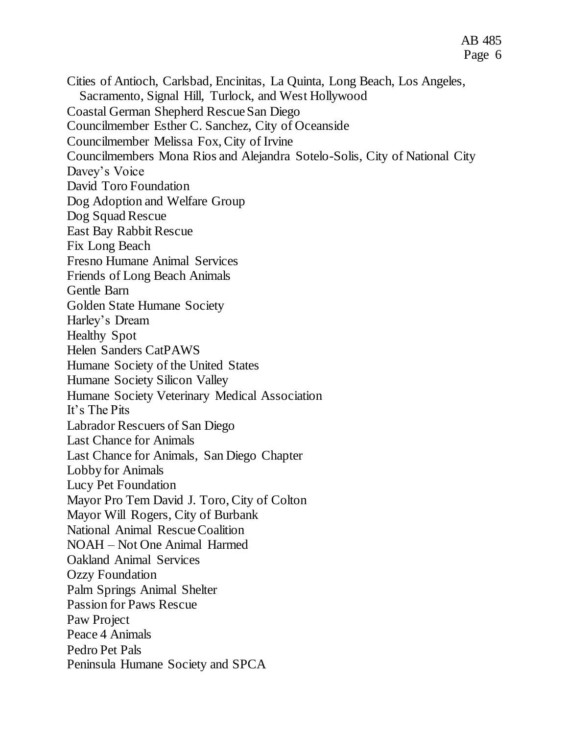Cities of Antioch, Carlsbad, Encinitas, La Quinta, Long Beach, Los Angeles, Sacramento, Signal Hill, Turlock, and West Hollywood
Coastal German Shepherd Rescue San Diego
Councilmember Esther C. Sanchez, City of Oceanside
Councilmember Melissa Fox, City of Irvine
Councilmembers Mona Rios and Alejandra Sotelo-Solis, City of National City
Davey's Voice
David Toro Foundation
Dog Adoption and Welfare Group
Dog Squad Rescue
East Bay Rabbit Rescue
Fix Long Beach
Fresno Humane Animal Services
Friends of Long Beach Animals
Gentle Barn
Golden State Humane Society
Harley's Dream
Healthy Spot
Helen Sanders CatPAWS
Humane Society of the United States
Humane Society Silicon Valley
Humane Society Veterinary Medical Association
It's The Pits
Labrador Rescuers of San Diego
Last Chance for Animals
Last Chance for Animals, San Diego Chapter
Lobby for Animals
Lucy Pet Foundation
Mayor Pro Tem David J. Toro, City of Colton
Mayor Will Rogers, City of Burbank
National Animal Rescue Coalition
NOAH – Not One Animal Harmed
Oakland Animal Services
Ozzy Foundation
Palm Springs Animal Shelter
Passion for Paws Rescue
Paw Project
Peace 4 Animals
Pedro Pet Pals
Peninsula Humane Society and SPCA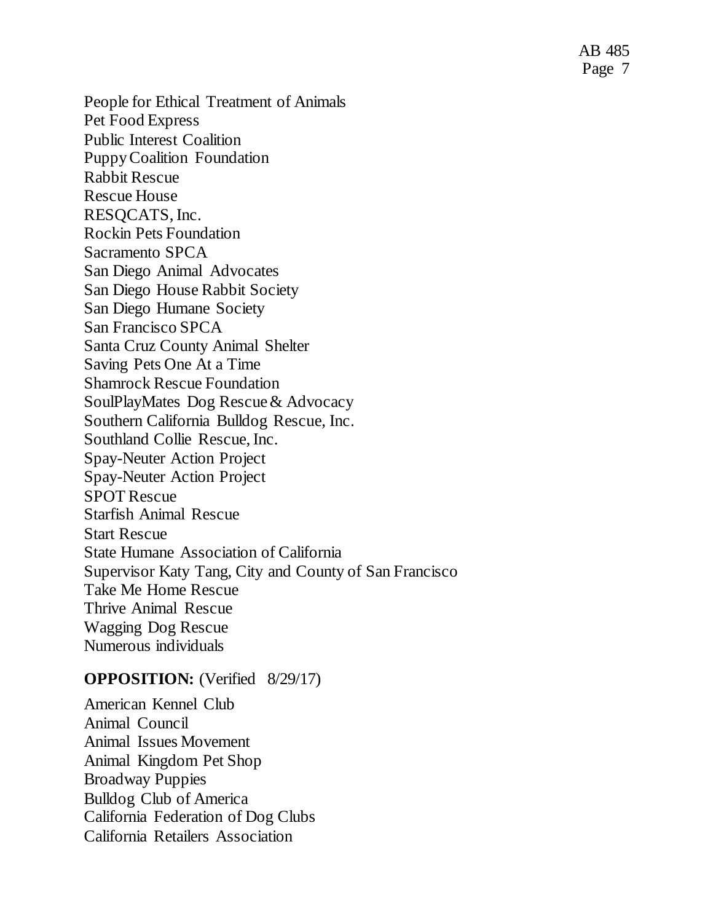People for Ethical Treatment of Animals
Pet Food Express
Public Interest Coalition
Puppy Coalition Foundation
Rabbit Rescue
Rescue House
RESQCATS, Inc.
Rockin Pets Foundation
Sacramento SPCA
San Diego Animal Advocates
San Diego House Rabbit Society
San Diego Humane Society
San Francisco SPCA
Santa Cruz County Animal Shelter
Saving Pets One At a Time
Shamrock Rescue Foundation
SoulPlayMates Dog Rescue & Advocacy
Southern California Bulldog Rescue, Inc.
Southland Collie Rescue, Inc.
Spay-Neuter Action Project
Spay-Neuter Action Project
SPOT Rescue
Starfish Animal Rescue
Start Rescue
State Humane Association of California
Supervisor Katy Tang, City and County of San Francisco
Take Me Home Rescue
Thrive Animal Rescue
Wagging Dog Rescue
Numerous individuals

**OPPOSITION:** (Verified 8/29/17)

American Kennel Club
Animal Council
Animal Issues Movement
Animal Kingdom Pet Shop
Broadway Puppies
Bulldog Club of America
California Federation of Dog Clubs
California Retailers Association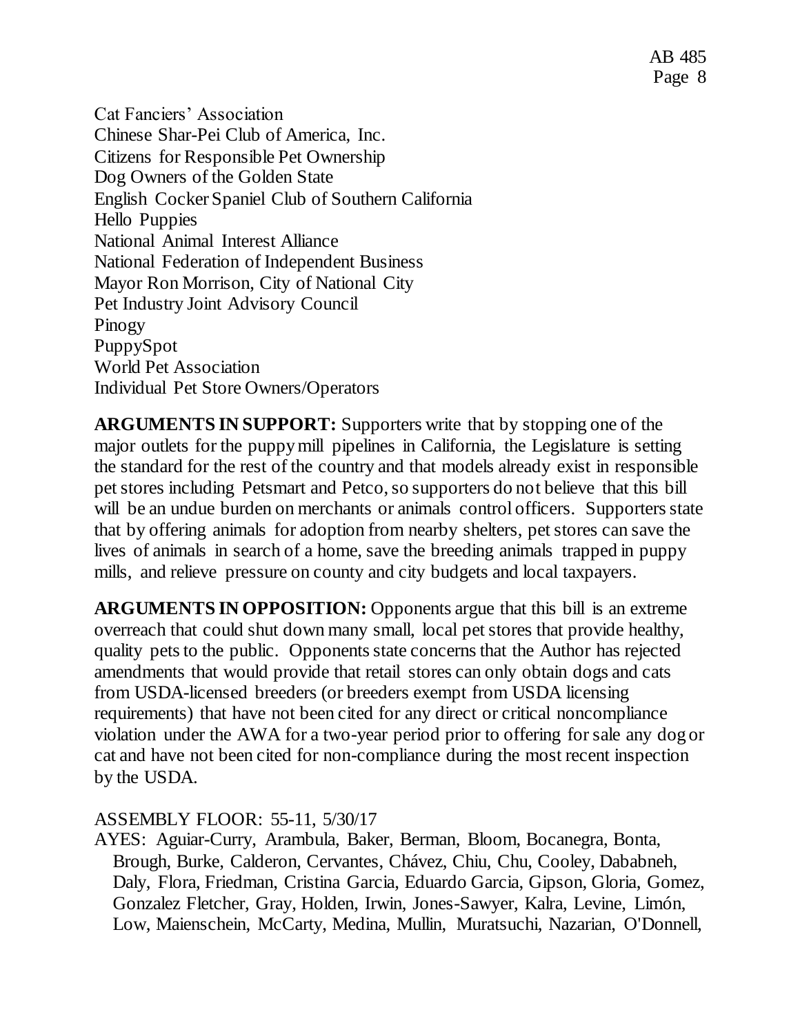Cat Fanciers' Association
Chinese Shar-Pei Club of America, Inc.
Citizens for Responsible Pet Ownership
Dog Owners of the Golden State
English Cocker Spaniel Club of Southern California
Hello Puppies
National Animal Interest Alliance
National Federation of Independent Business
Mayor Ron Morrison, City of National City
Pet Industry Joint Advisory Council
Pinogy
PuppySpot
World Pet Association
Individual Pet Store Owners/Operators

**ARGUMENTS IN SUPPORT:** Supporters write that by stopping one of the major outlets for the puppy mill pipelines in California, the Legislature is setting the standard for the rest of the country and that models already exist in responsible pet stores including Petsmart and Petco, so supporters do not believe that this bill will be an undue burden on merchants or animals control officers. Supporters state that by offering animals for adoption from nearby shelters, pet stores can save the lives of animals in search of a home, save the breeding animals trapped in puppy mills, and relieve pressure on county and city budgets and local taxpayers.

**ARGUMENTS IN OPPOSITION:** Opponents argue that this bill is an extreme overreach that could shut down many small, local pet stores that provide healthy, quality pets to the public. Opponents state concerns that the Author has rejected amendments that would provide that retail stores can only obtain dogs and cats from USDA-licensed breeders (or breeders exempt from USDA licensing requirements) that have not been cited for any direct or critical noncompliance violation under the AWA for a two-year period prior to offering for sale any dog or cat and have not been cited for non-compliance during the most recent inspection by the USDA.

ASSEMBLY FLOOR: 55-11, 5/30/17
AYES: Aguiar-Curry, Arambula, Baker, Berman, Bloom, Bocanegra, Bonta, Brough, Burke, Calderon, Cervantes, Chávez, Chiu, Chu, Cooley, Dababneh, Daly, Flora, Friedman, Cristina Garcia, Eduardo Garcia, Gipson, Gloria, Gomez, Gonzalez Fletcher, Gray, Holden, Irwin, Jones-Sawyer, Kalra, Levine, Limón, Low, Maienschein, McCarty, Medina, Mullin, Muratsuchi, Nazarian, O'Donnell,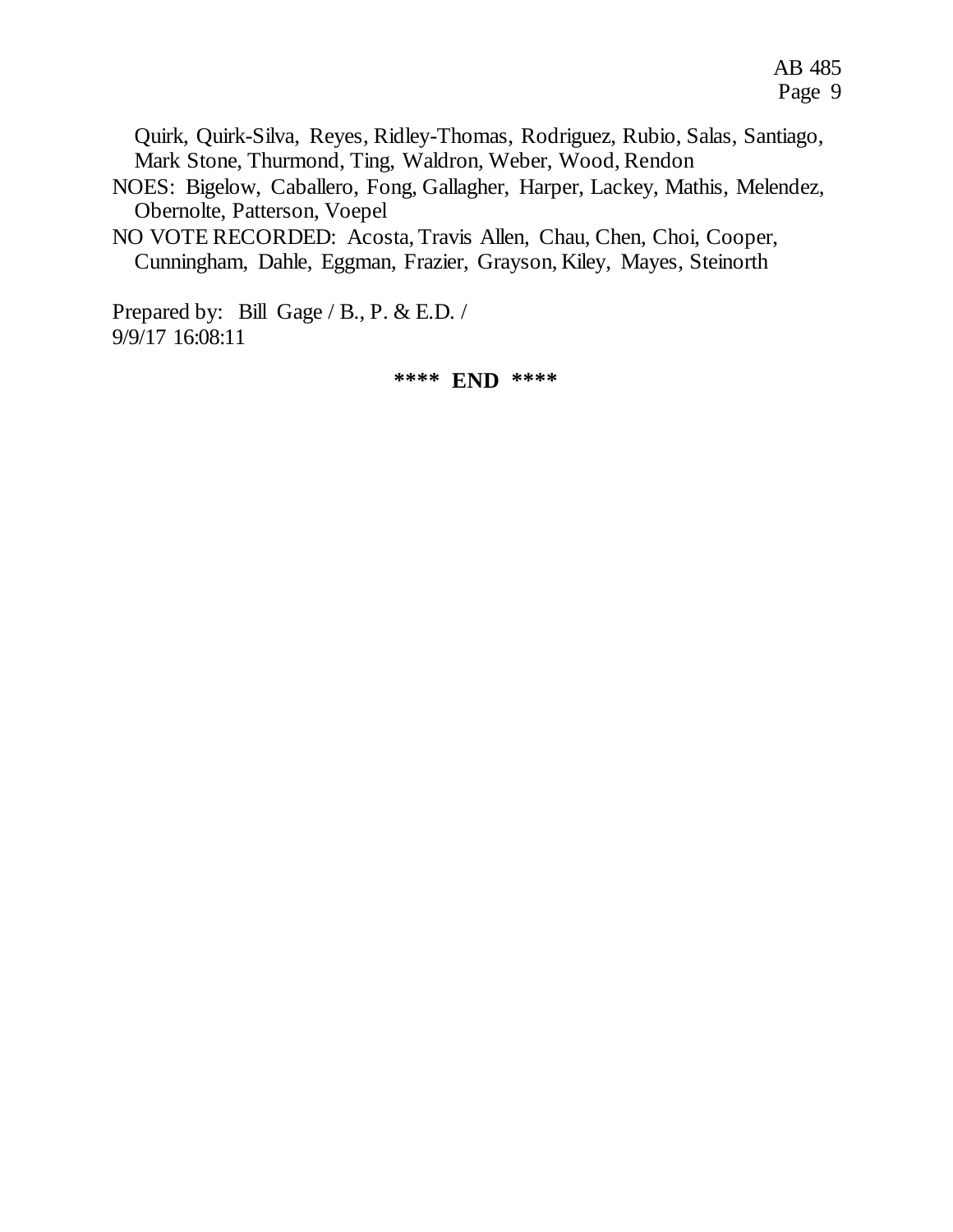Quirk, Quirk-Silva, Reyes, Ridley-Thomas, Rodriguez, Rubio, Salas, Santiago, Mark Stone, Thurmond, Ting, Waldron, Weber, Wood, Rendon

NOES: Bigelow, Caballero, Fong, Gallagher, Harper, Lackey, Mathis, Melendez, Obernolte, Patterson, Voepel

NO VOTE RECORDED: Acosta, Travis Allen, Chau, Chen, Choi, Cooper, Cunningham, Dahle, Eggman, Frazier, Grayson, Kiley, Mayes, Steinorth

Prepared by: Bill Gage / B., P. & E.D. /
9/9/17 16:08:11

**\*\*\*\* END \*\*\*\***